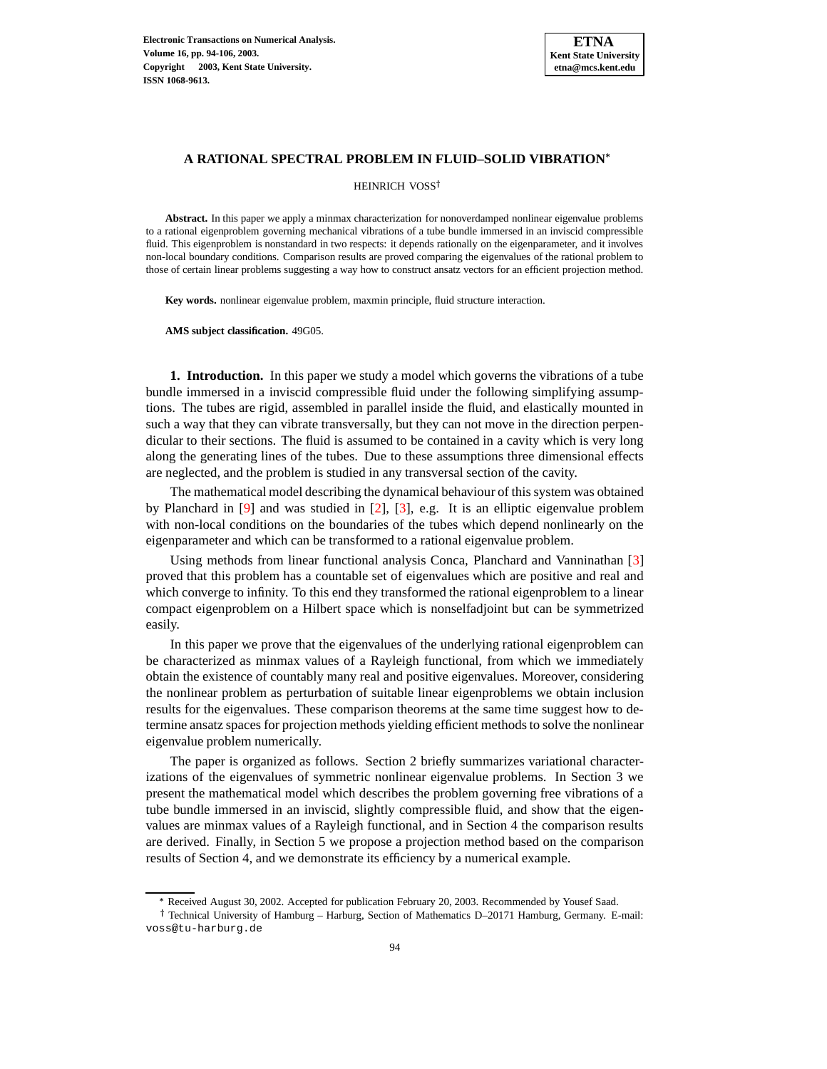# A RATIONAL SPECTRAL PROBLEM IN FLUID–SOLID VIBRATION*

HEINRICH VOSS†

**Abstract.** In this paper we apply a minmax characterization for nonoverdamped nonlinear eigenvalue problems to a rational eigenproblem governing mechanical vibrations of a tube bundle immersed in an inviscid compressible fluid. This eigenproblem is nonstandard in two respects: it depends rationally on the eigenparameter, and it involves non-local boundary conditions. Comparison results are proved comparing the eigenvalues of the rational problem to those of certain linear problems suggesting a way how to construct ansatz vectors for an efficient projection method.

**Key words.** nonlinear eigenvalue problem, maxmin principle, fluid structure interaction.

**AMS subject classification.** 49G05.

## 1. Introduction.

In this paper we study a model which governs the vibrations of a tube bundle immersed in a inviscid compressible fluid under the following simplifying assumptions. The tubes are rigid, assembled in parallel inside the fluid, and elastically mounted in such a way that they can vibrate transversally, but they can not move in the direction perpendicular to their sections. The fluid is assumed to be contained in a cavity which is very long along the generating lines of the tubes. Due to these assumptions three dimensional effects are neglected, and the problem is studied in any transversal section of the cavity.

The mathematical model describing the dynamical behaviour of this system was obtained by Planchard in [9] and was studied in [2], [3], e.g. It is an elliptic eigenvalue problem with non-local conditions on the boundaries of the tubes which depend nonlinearly on the eigenparameter and which can be transformed to a rational eigenvalue problem.

Using methods from linear functional analysis Conca, Planchard and Vanninathan [3] proved that this problem has a countable set of eigenvalues which are positive and real and which converge to infinity. To this end they transformed the rational eigenproblem to a linear compact eigenproblem on a Hilbert space which is nonselfadjoint but can be symmetrized easily.

In this paper we prove that the eigenvalues of the underlying rational eigenproblem can be characterized as minmax values of a Rayleigh functional, from which we immediately obtain the existence of countably many real and positive eigenvalues. Moreover, considering the nonlinear problem as perturbation of suitable linear eigenproblems we obtain inclusion results for the eigenvalues. These comparison theorems at the same time suggest how to determine ansatz spaces for projection methods yielding efficient methods to solve the nonlinear eigenvalue problem numerically.

The paper is organized as follows. Section 2 briefly summarizes variational characterizations of the eigenvalues of symmetric nonlinear eigenvalue problems. In Section 3 we present the mathematical model which describes the problem governing free vibrations of a tube bundle immersed in an inviscid, slightly compressible fluid, and show that the eigenvalues are minmax values of a Rayleigh functional, and in Section 4 the comparison results are derived. Finally, in Section 5 we propose a projection method based on the comparison results of Section 4, and we demonstrate its efficiency by a numerical example.

---

* Received August 30, 2002. Accepted for publication February 20, 2003. Recommended by Yousef Saad.

† Technical University of Hamburg – Harburg, Section of Mathematics D–20171 Hamburg, Germany. E-mail: voss@tu-harburg.de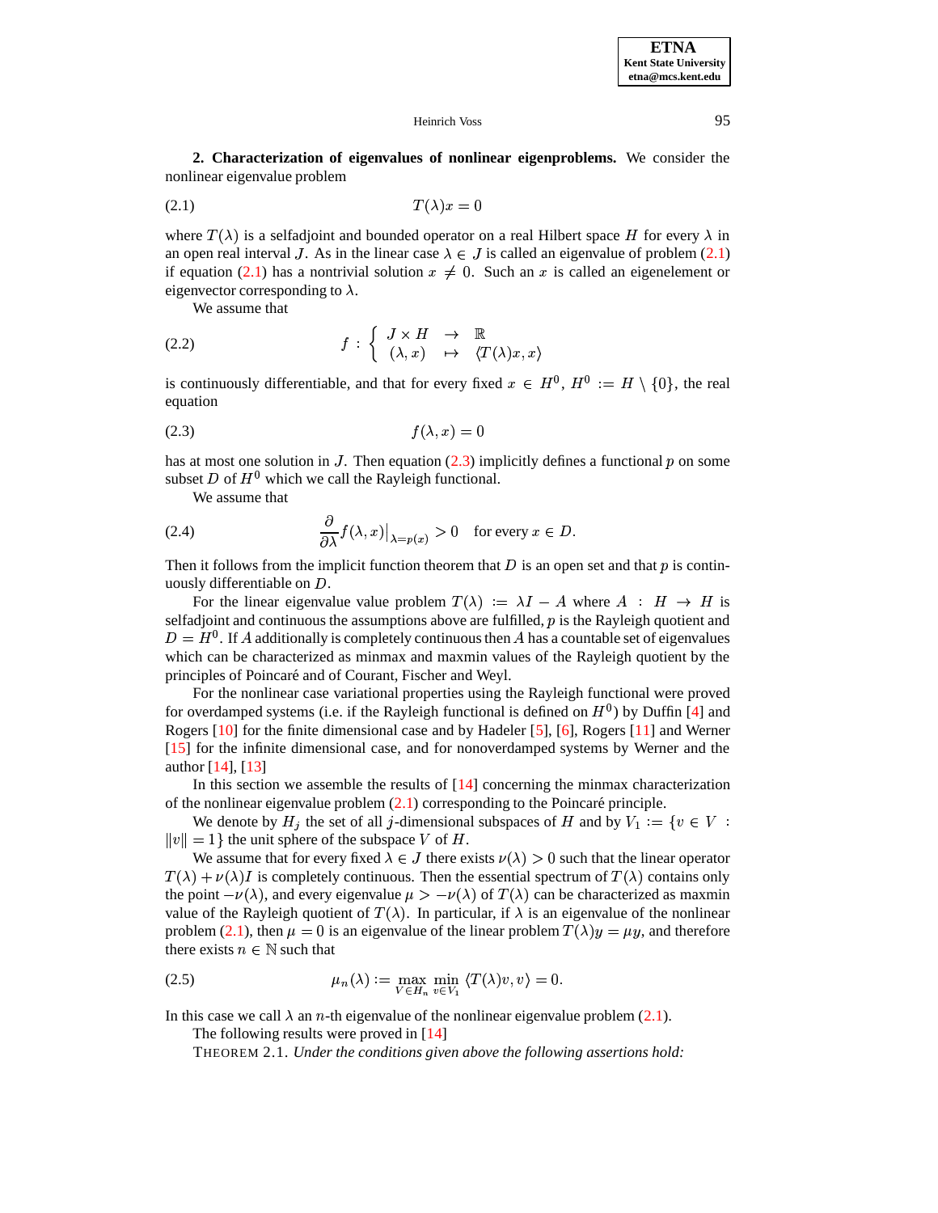**2. Characterization of eigenvalues of nonlinear eigenproblems.** We consider the nonlinear eigenvalue problem

$$T(\lambda)x = 0 \tag{2.1}$$

where $T(\lambda)$ is a selfadjoint and bounded operator on a real Hilbert space $H$ for every $\lambda$ in an open real interval $J$. As in the linear case $\lambda \in J$ is called an eigenvalue of problem (2.1) if equation (2.1) has a nontrivial solution $x \neq 0$. Such an $x$ is called an eigenelement or eigenvector corresponding to $\lambda$.

We assume that

$$f : \begin{cases} J \times H & \to \quad \mathbb{R} \\ (\lambda, x) & \mapsto \quad \langle T(\lambda)x, x \rangle \end{cases} \tag{2.2}$$

is continuously differentiable, and that for every fixed $x \in H^0$, $H^0 := H \setminus \{0\}$, the real equation

$$f(\lambda, x) = 0 \tag{2.3}$$

has at most one solution in $J$. Then equation (2.3) implicitly defines a functional $p$ on some subset $D$ of $H^0$ which we call the Rayleigh functional.

We assume that

$$\frac{\partial}{\partial \lambda} f(\lambda, x)\big|_{\lambda = p(x)} > 0 \quad \text{for every } x \in D. \tag{2.4}$$

Then it follows from the implicit function theorem that $D$ is an open set and that $p$ is continuously differentiable on $D$.

For the linear eigenvalue value problem $T(\lambda) := \lambda I - A$ where $A : H \to H$ is selfadjoint and continuous the assumptions above are fulfilled, $p$ is the Rayleigh quotient and $D = H^0$. If $A$ additionally is completely continuous then $A$ has a countable set of eigenvalues which can be characterized as minmax and maxmin values of the Rayleigh quotient by the principles of Poincaré and of Courant, Fischer and Weyl.

For the nonlinear case variational properties using the Rayleigh functional were proved for overdamped systems (i.e. if the Rayleigh functional is defined on $H^0$) by Duffin [4] and Rogers [10] for the finite dimensional case and by Hadeler [5], [6], Rogers [11] and Werner [15] for the infinite dimensional case, and for nonoverdamped systems by Werner and the author [14], [13]

In this section we assemble the results of [14] concerning the minmax characterization of the nonlinear eigenvalue problem (2.1) corresponding to the Poincaré principle.

We denote by $H_j$ the set of all $j$-dimensional subspaces of $H$ and by $V_1 := \{v \in V : \|v\| = 1\}$ the unit sphere of the subspace $V$ of $H$.

We assume that for every fixed $\lambda \in J$ there exists $\nu(\lambda) > 0$ such that the linear operator $T(\lambda) + \nu(\lambda)I$ is completely continuous. Then the essential spectrum of $T(\lambda)$ contains only the point $-\nu(\lambda)$, and every eigenvalue $\mu > -\nu(\lambda)$ of $T(\lambda)$ can be characterized as maxmin value of the Rayleigh quotient of $T(\lambda)$. In particular, if $\lambda$ is an eigenvalue of the nonlinear problem (2.1), then $\mu = 0$ is an eigenvalue of the linear problem $T(\lambda)y = \mu y$, and therefore there exists $n \in \mathbb{N}$ such that

$$\mu_n(\lambda) := \max_{V \in H_n} \min_{v \in V_1} \langle T(\lambda)v, v \rangle = 0. \tag{2.5}$$

In this case we call $\lambda$ an $n$-th eigenvalue of the nonlinear eigenvalue problem (2.1).

The following results were proved in [14]

THEOREM 2.1. *Under the conditions given above the following assertions hold:*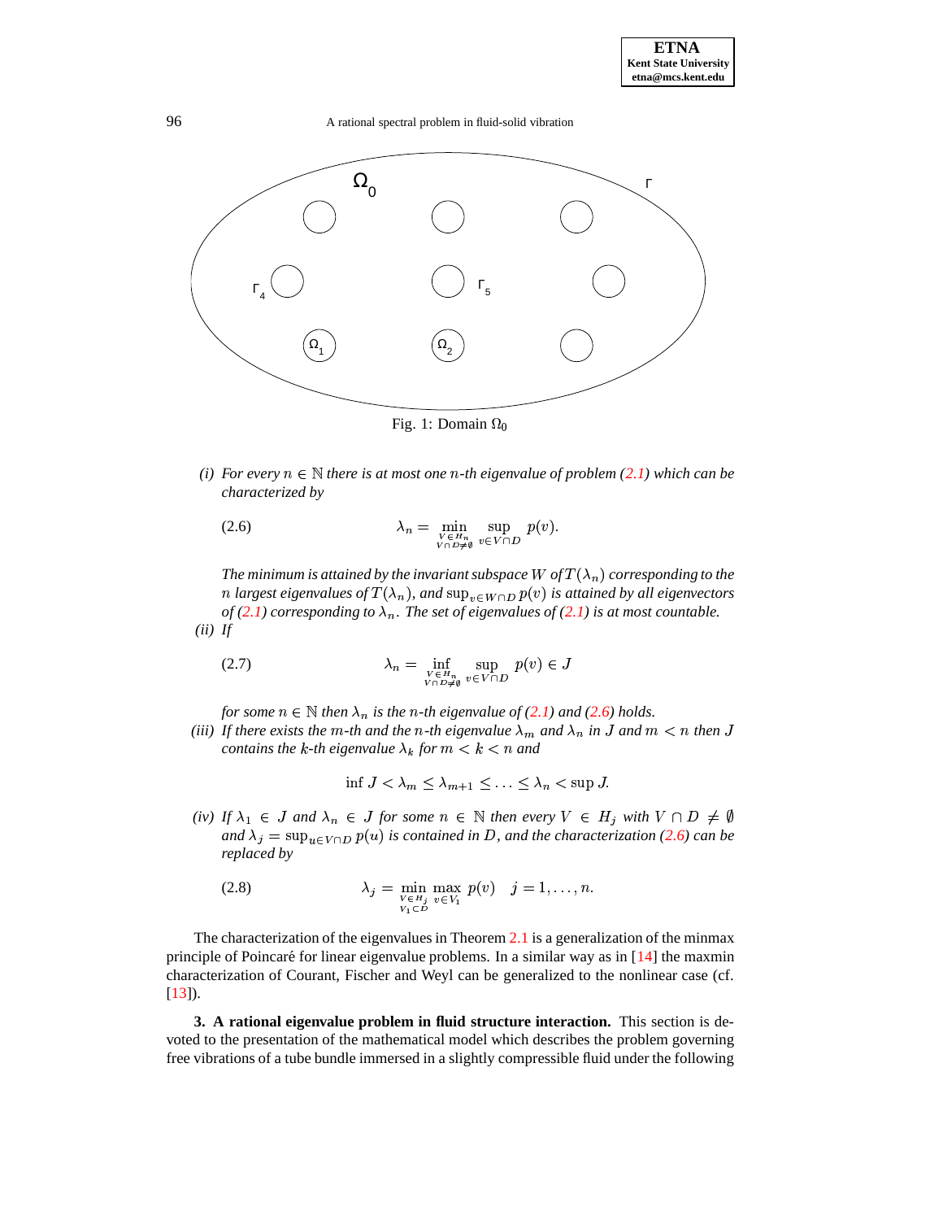Fig. 1: Domain $\Omega_0$

(i) *For every $n \in \mathbb{N}$ there is at most one $n$-th eigenvalue of problem (2.1) which can be characterized by*

$$\lambda_n = \min_{\substack{V \in H_n \\ V \cap D \neq \emptyset}} \sup_{v \in V \cap D} p(v). \tag{2.6}$$

*The minimum is attained by the invariant subspace $W$ of $T(\lambda_n)$ corresponding to the $n$ largest eigenvalues of $T(\lambda_n)$, and $\sup_{v \in W \cap D} p(v)$ is attained by all eigenvectors of (2.1) corresponding to $\lambda_n$. The set of eigenvalues of (2.1) is at most countable.*

(ii) *If*

$$\lambda_n = \inf_{\substack{V \in H_n \\ V \cap D \neq \emptyset}} \sup_{v \in V \cap D} p(v) \in J \tag{2.7}$$

*for some $n \in \mathbb{N}$ then $\lambda_n$ is the $n$-th eigenvalue of (2.1) and (2.6) holds.*

(iii) *If there exists the $m$-th and the $n$-th eigenvalue $\lambda_m$ and $\lambda_n$ in $J$ and $m < n$ then $J$ contains the $k$-th eigenvalue $\lambda_k$ for $m < k < n$ and*

$$\inf J < \lambda_m \leq \lambda_{m+1} \leq \ldots \leq \lambda_n < \sup J.$$

(iv) *If $\lambda_1 \in J$ and $\lambda_n \in J$ for some $n \in \mathbb{N}$ then every $V \in H_j$ with $V \cap D \neq \emptyset$ and $\lambda_j = \sup_{u \in V \cap D} p(u)$ is contained in $D$, and the characterization (2.6) can be replaced by*

$$\lambda_j = \min_{\substack{V \in H_j \\ V_1 \subset D}} \max_{v \in V_1} p(v) \quad j = 1, \ldots, n. \tag{2.8}$$

The characterization of the eigenvalues in Theorem 2.1 is a generalization of the minmax principle of Poincaré for linear eigenvalue problems. In a similar way as in [14] the maxmin characterization of Courant, Fischer and Weyl can be generalized to the nonlinear case (cf. [13]).

**3. A rational eigenvalue problem in fluid structure interaction.** This section is devoted to the presentation of the mathematical model which describes the problem governing free vibrations of a tube bundle immersed in a slightly compressible fluid under the following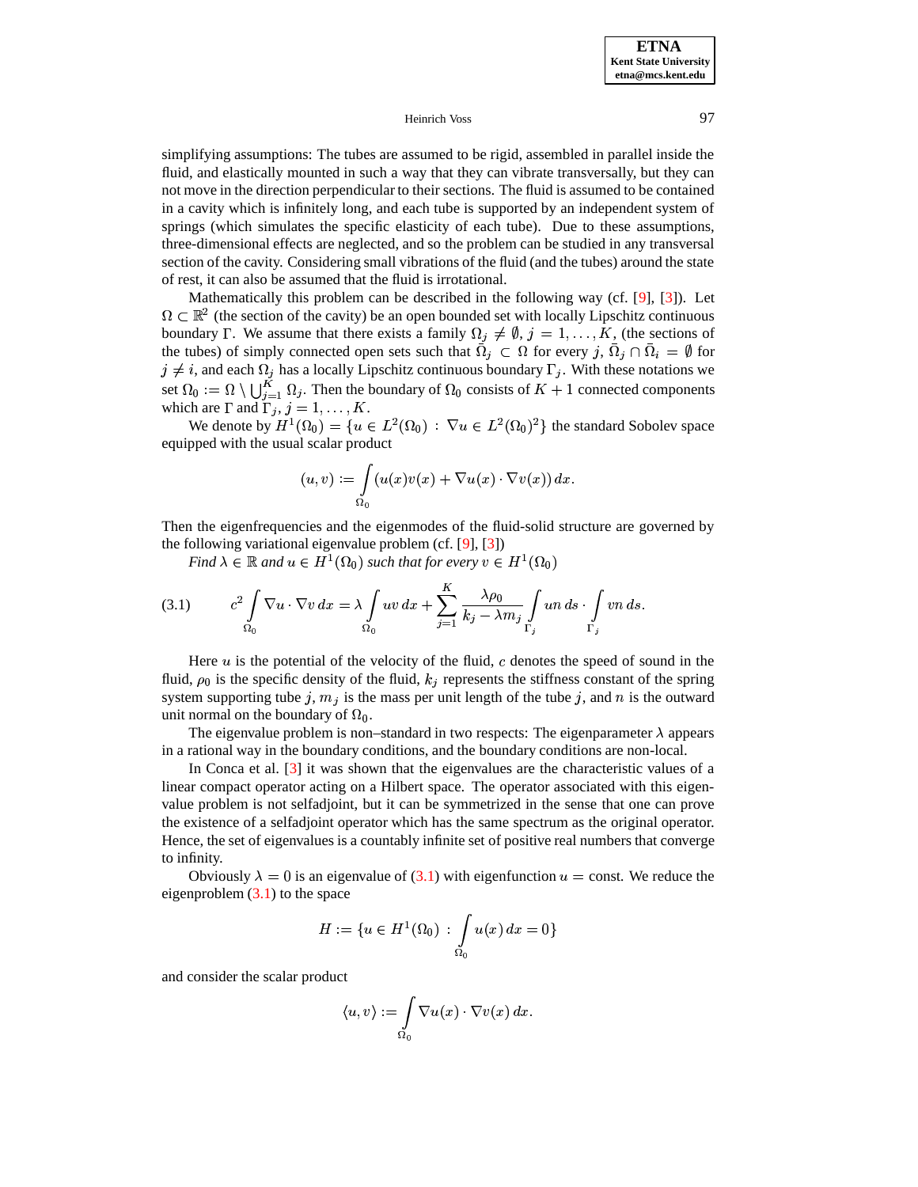simplifying assumptions: The tubes are assumed to be rigid, assembled in parallel inside the fluid, and elastically mounted in such a way that they can vibrate transversally, but they can not move in the direction perpendicular to their sections. The fluid is assumed to be contained in a cavity which is infinitely long, and each tube is supported by an independent system of springs (which simulates the specific elasticity of each tube). Due to these assumptions, three-dimensional effects are neglected, and so the problem can be studied in any transversal section of the cavity. Considering small vibrations of the fluid (and the tubes) around the state of rest, it can also be assumed that the fluid is irrotational.

Mathematically this problem can be described in the following way (cf. [9], [3]). Let $\Omega \subset \mathbb{R}^2$ (the section of the cavity) be an open bounded set with locally Lipschitz continuous boundary $\Gamma$. We assume that there exists a family $\Omega_j \neq \emptyset$, $j = 1, \ldots, K$, (the sections of the tubes) of simply connected open sets such that $\bar{\Omega}_j \subset \Omega$ for every $j$, $\bar{\Omega}_j \cap \bar{\Omega}_i = \emptyset$ for $j \neq i$, and each $\Omega_j$ has a locally Lipschitz continuous boundary $\Gamma_j$. With these notations we set $\Omega_0 := \Omega \setminus \bigcup_{j=1}^{K} \Omega_j$. Then the boundary of $\Omega_0$ consists of $K+1$ connected components which are $\Gamma$ and $\Gamma_j$, $j = 1, \ldots, K$.

We denote by $H^1(\Omega_0) = \{u \in L^2(\Omega_0) \, : \, \nabla u \in L^2(\Omega_0)^2\}$ the standard Sobolev space equipped with the usual scalar product

$$(u, v) := \int_{\Omega_0} (u(x)v(x) + \nabla u(x) \cdot \nabla v(x)) \, dx.$$

Then the eigenfrequencies and the eigenmodes of the fluid-solid structure are governed by the following variational eigenvalue problem (cf. [9], [3])

*Find $\lambda \in \mathbb{R}$ and $u \in H^1(\Omega_0)$ such that for every $v \in H^1(\Omega_0)$*

$$c^2 \int_{\Omega_0} \nabla u \cdot \nabla v \, dx = \lambda \int_{\Omega_0} uv \, dx + \sum_{j=1}^{K} \frac{\lambda \rho_0}{k_j - \lambda m_j} \int_{\Gamma_j} un \, ds \cdot \int_{\Gamma_j} vn \, ds. \tag{3.1}$$

Here $u$ is the potential of the velocity of the fluid, $c$ denotes the speed of sound in the fluid, $\rho_0$ is the specific density of the fluid, $k_j$ represents the stiffness constant of the spring system supporting tube $j$, $m_j$ is the mass per unit length of the tube $j$, and $n$ is the outward unit normal on the boundary of $\Omega_0$.

The eigenvalue problem is non–standard in two respects: The eigenparameter $\lambda$ appears in a rational way in the boundary conditions, and the boundary conditions are non-local.

In Conca et al. [3] it was shown that the eigenvalues are the characteristic values of a linear compact operator acting on a Hilbert space. The operator associated with this eigenvalue problem is not selfadjoint, but it can be symmetrized in the sense that one can prove the existence of a selfadjoint operator which has the same spectrum as the original operator. Hence, the set of eigenvalues is a countably infinite set of positive real numbers that converge to infinity.

Obviously $\lambda = 0$ is an eigenvalue of (3.1) with eigenfunction $u = \text{const}$. We reduce the eigenproblem (3.1) to the space

$$H := \{u \in H^1(\Omega_0) \, : \, \int_{\Omega_0} u(x) \, dx = 0\}$$

and consider the scalar product

$$\langle u, v \rangle := \int_{\Omega_0} \nabla u(x) \cdot \nabla v(x) \, dx.$$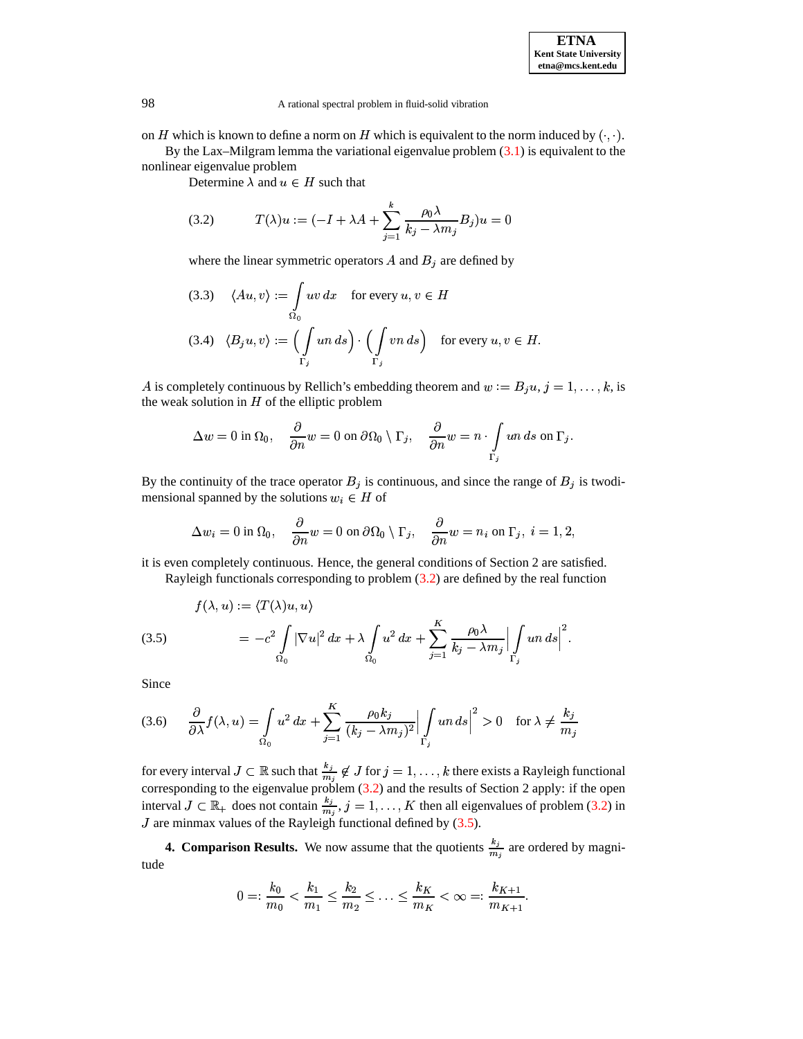on $H$ which is known to define a norm on $H$ which is equivalent to the norm induced by $(\cdot,\cdot)$.

By the Lax–Milgram lemma the variational eigenvalue problem (3.1) is equivalent to the nonlinear eigenvalue problem

Determine $\lambda$ and $u \in H$ such that

$$T(\lambda)u := (-I + \lambda A + \sum_{j=1}^{k} \frac{\rho_0 \lambda}{k_j - \lambda m_j} B_j)u = 0 \tag{3.2}$$

where the linear symmetric operators $A$ and $B_j$ are defined by

$$\langle Au, v\rangle := \int_{\Omega_0} uv\,dx \quad \text{for every } u, v \in H \tag{3.3}$$

$$\langle B_j u, v\rangle := \Big(\int_{\Gamma_j} un\,ds\Big) \cdot \Big(\int_{\Gamma_j} vn\,ds\Big) \quad \text{for every } u, v \in H. \tag{3.4}$$

$A$ is completely continuous by Rellich's embedding theorem and $w := B_j u$, $j = 1, \dots, k$, is the weak solution in $H$ of the elliptic problem

$$\Delta w = 0 \text{ in } \Omega_0, \quad \frac{\partial}{\partial n} w = 0 \text{ on } \partial\Omega_0 \setminus \Gamma_j, \quad \frac{\partial}{\partial n} w = n \cdot \int_{\Gamma_j} un\,ds \text{ on } \Gamma_j.$$

By the continuity of the trace operator $B_j$ is continuous, and since the range of $B_j$ is twodimensional spanned by the solutions $w_i \in H$ of

$$\Delta w_i = 0 \text{ in } \Omega_0, \quad \frac{\partial}{\partial n} w = 0 \text{ on } \partial\Omega_0 \setminus \Gamma_j, \quad \frac{\partial}{\partial n} w = n_i \text{ on } \Gamma_j,\ i = 1, 2,$$

it is even completely continuous. Hence, the general conditions of Section 2 are satisfied.

Rayleigh functionals corresponding to problem (3.2) are defined by the real function

$$\begin{aligned} f(\lambda, u) &:= \langle T(\lambda)u, u\rangle \\ &= -c^2 \int_{\Omega_0} |\nabla u|^2\,dx + \lambda \int_{\Omega_0} u^2\,dx + \sum_{j=1}^{K} \frac{\rho_0 \lambda}{k_j - \lambda m_j} \Big| \int_{\Gamma_j} un\,ds \Big|^2. \end{aligned} \tag{3.5}$$

Since

$$\frac{\partial}{\partial \lambda} f(\lambda, u) = \int_{\Omega_0} u^2\,dx + \sum_{j=1}^{K} \frac{\rho_0 k_j}{(k_j - \lambda m_j)^2} \Big| \int_{\Gamma_j} un\,ds \Big|^2 > 0 \quad \text{for } \lambda \neq \frac{k_j}{m_j} \tag{3.6}$$

for every interval $J \subset \mathbb{R}$ such that $\frac{k_j}{m_j} \notin J$ for $j = 1, \dots, k$ there exists a Rayleigh functional corresponding to the eigenvalue problem (3.2) and the results of Section 2 apply: if the open interval $J \subset \mathbb{R}_+$ does not contain $\frac{k_j}{m_j}$, $j = 1, \dots, K$ then all eigenvalues of problem (3.2) in $J$ are minmax values of the Rayleigh functional defined by (3.5).

**4. Comparison Results.** We now assume that the quotients $\frac{k_j}{m_j}$ are ordered by magnitude

$$0 =: \frac{k_0}{m_0} < \frac{k_1}{m_1} \leq \frac{k_2}{m_2} \leq \dots \leq \frac{k_K}{m_K} < \infty =: \frac{k_{K+1}}{m_{K+1}}.$$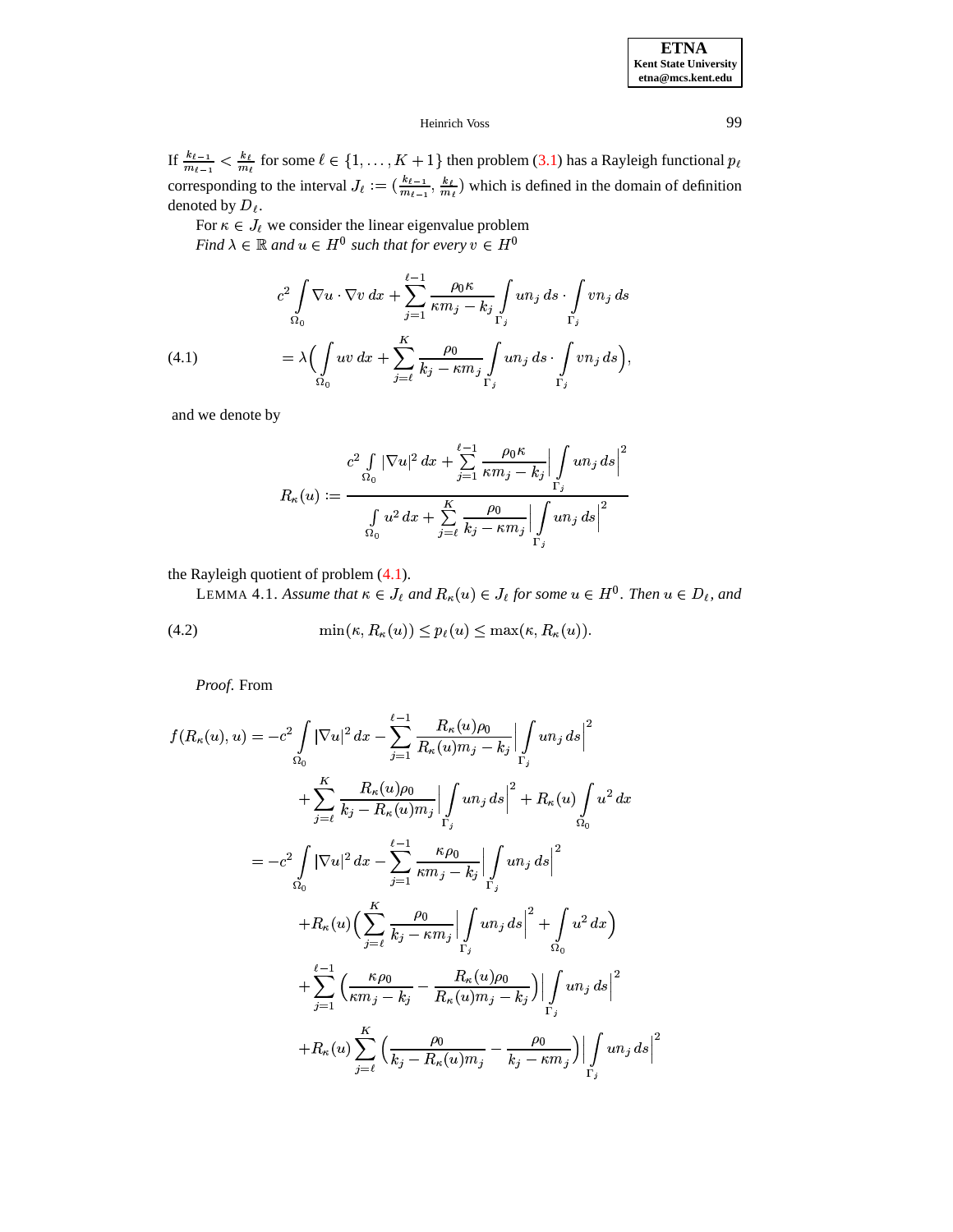If $\frac{k_{\ell-1}}{m_{\ell-1}} < \frac{k_\ell}{m_\ell}$ for some $\ell \in \{1,\dots,K+1\}$ then problem (3.1) has a Rayleigh functional $p_\ell$ corresponding to the interval $J_\ell := (\frac{k_{\ell-1}}{m_{\ell-1}}, \frac{k_\ell}{m_\ell})$ which is defined in the domain of definition denoted by $D_\ell$.

For $\kappa \in J_\ell$ we consider the linear eigenvalue problem

*Find $\lambda \in \mathbb{R}$ and $u \in H^0$ such that for every $v \in H^0$*

$$
\begin{aligned}
&c^2 \int\limits_{\Omega_0} \nabla u \cdot \nabla v \, dx + \sum_{j=1}^{\ell-1} \frac{\rho_0 \kappa}{\kappa m_j - k_j} \int\limits_{\Gamma_j} u n_j \, ds \cdot \int\limits_{\Gamma_j} v n_j \, ds \\
&\qquad = \lambda \Big( \int\limits_{\Omega_0} uv \, dx + \sum_{j=\ell}^{K} \frac{\rho_0}{k_j - \kappa m_j} \int\limits_{\Gamma_j} u n_j \, ds \cdot \int\limits_{\Gamma_j} v n_j \, ds \Big),
\end{aligned}
\tag{4.1}
$$

and we denote by

$$
R_\kappa(u) := \frac{c^2 \int\limits_{\Omega_0} |\nabla u|^2 \, dx + \sum\limits_{j=1}^{\ell-1} \frac{\rho_0 \kappa}{\kappa m_j - k_j} \Big| \int\limits_{\Gamma_j} u n_j \, ds \Big|^2}{\int\limits_{\Omega_0} u^2 \, dx + \sum\limits_{j=\ell}^{K} \frac{\rho_0}{k_j - \kappa m_j} \Big| \int\limits_{\Gamma_j} u n_j \, ds \Big|^2}
$$

the Rayleigh quotient of problem (4.1).

LEMMA 4.1. *Assume that $\kappa \in J_\ell$ and $R_\kappa(u) \in J_\ell$ for some $u \in H^0$. Then $u \in D_\ell$, and*

$$
\min(\kappa, R_\kappa(u)) \le p_\ell(u) \le \max(\kappa, R_\kappa(u)).
\tag{4.2}
$$

*Proof.* From

$$
\begin{aligned}
f(R_\kappa(u), u) &= -c^2 \int\limits_{\Omega_0} |\nabla u|^2 \, dx - \sum_{j=1}^{\ell-1} \frac{R_\kappa(u) \rho_0}{R_\kappa(u) m_j - k_j} \Big| \int\limits_{\Gamma_j} u n_j \, ds \Big|^2 \\
&\quad + \sum_{j=\ell}^{K} \frac{R_\kappa(u) \rho_0}{k_j - R_\kappa(u) m_j} \Big| \int\limits_{\Gamma_j} u n_j \, ds \Big|^2 + R_\kappa(u) \int\limits_{\Omega_0} u^2 \, dx \\
&= -c^2 \int\limits_{\Omega_0} |\nabla u|^2 \, dx - \sum_{j=1}^{\ell-1} \frac{\kappa \rho_0}{\kappa m_j - k_j} \Big| \int\limits_{\Gamma_j} u n_j \, ds \Big|^2 \\
&\quad + R_\kappa(u) \Big( \sum_{j=\ell}^{K} \frac{\rho_0}{k_j - \kappa m_j} \Big| \int\limits_{\Gamma_j} u n_j \, ds \Big|^2 + \int\limits_{\Omega_0} u^2 \, dx \Big) \\
&\quad + \sum_{j=1}^{\ell-1} \Big( \frac{\kappa \rho_0}{\kappa m_j - k_j} - \frac{R_\kappa(u) \rho_0}{R_\kappa(u) m_j - k_j} \Big) \Big| \int\limits_{\Gamma_j} u n_j \, ds \Big|^2 \\
&\quad + R_\kappa(u) \sum_{j=\ell}^{K} \Big( \frac{\rho_0}{k_j - R_\kappa(u) m_j} - \frac{\rho_0}{k_j - \kappa m_j} \Big) \Big| \int\limits_{\Gamma_j} u n_j \, ds \Big|^2
\end{aligned}
$$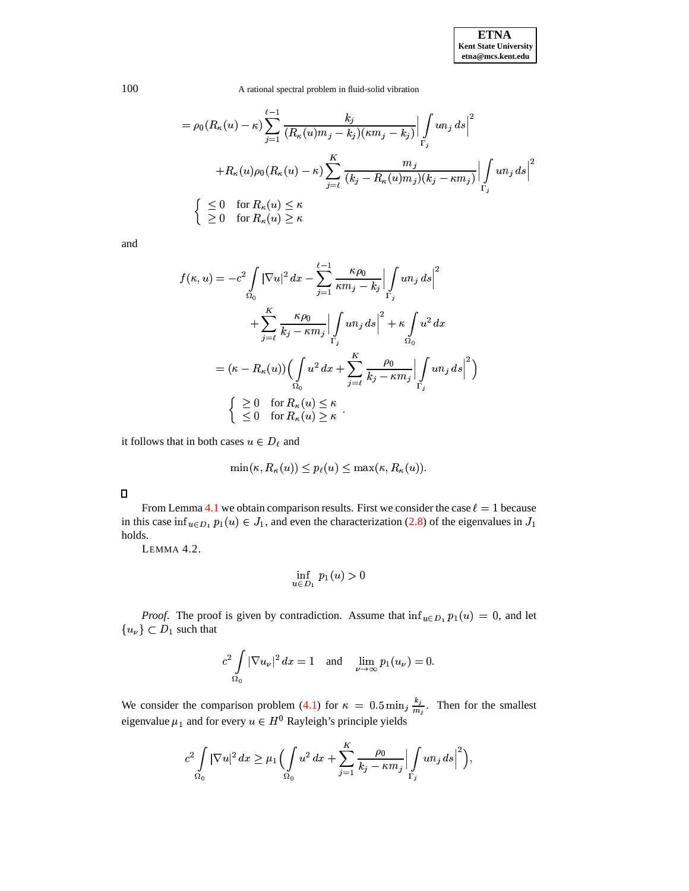$$
\begin{aligned}
&= \rho_0 (R_\kappa(u) - \kappa) \sum_{j=1}^{\ell-1} \frac{k_j}{(R_\kappa(u) m_j - k_j)(\kappa m_j - k_j)} \Big| \int\limits_{\Gamma_j} u n_j \, ds \Big|^2 \\
&\quad + R_\kappa(u) \rho_0 (R_\kappa(u) - \kappa) \sum_{j=\ell}^{K} \frac{m_j}{(k_j - R_\kappa(u) m_j)(k_j - \kappa m_j)} \Big| \int\limits_{\Gamma_j} u n_j \, ds \Big|^2 \\
&\left\{ \begin{array}{ll} \leq 0 & \text{for } R_\kappa(u) \leq \kappa \\ \geq 0 & \text{for } R_\kappa(u) \geq \kappa \end{array} \right.
\end{aligned}
$$

and

$$
\begin{aligned}
f(\kappa, u) &= -c^2 \int\limits_{\Omega_0} |\nabla u|^2 \, dx - \sum_{j=1}^{\ell-1} \frac{\kappa \rho_0}{\kappa m_j - k_j} \Big| \int\limits_{\Gamma_j} u n_j \, ds \Big|^2 \\
&\quad + \sum_{j=\ell}^{K} \frac{\kappa \rho_0}{k_j - \kappa m_j} \Big| \int\limits_{\Gamma_j} u n_j \, ds \Big|^2 + \kappa \int\limits_{\Omega_0} u^2 \, dx \\
&= (\kappa - R_\kappa(u)) \Big( \int\limits_{\Omega_0} u^2 \, dx + \sum_{j=\ell}^{K} \frac{\rho_0}{k_j - \kappa m_j} \Big| \int\limits_{\Gamma_j} u n_j \, ds \Big|^2 \Big) \\
&\left\{ \begin{array}{ll} \geq 0 & \text{for } R_\kappa(u) \leq \kappa \\ \leq 0 & \text{for } R_\kappa(u) \geq \kappa \end{array} \right. .
\end{aligned}
$$

it follows that in both cases $u \in D_\ell$ and

$$
\min(\kappa, R_\kappa(u)) \leq p_\ell(u) \leq \max(\kappa, R_\kappa(u)).
$$

□

From Lemma 4.1 we obtain comparison results. First we consider the case $\ell = 1$ because in this case $\inf_{u \in D_1} p_1(u) \in J_1$, and even the characterization (2.8) of the eigenvalues in $J_1$ holds.

LEMMA 4.2.

$$
\inf_{u \in D_1} p_1(u) > 0
$$

*Proof*. The proof is given by contradiction. Assume that $\inf_{u \in D_1} p_1(u) = 0$, and let $\{u_\nu\} \subset D_1$ such that

$$
c^2 \int\limits_{\Omega_0} |\nabla u_\nu|^2 \, dx = 1 \quad \text{and} \quad \lim_{\nu \to \infty} p_1(u_\nu) = 0.
$$

We consider the comparison problem (4.1) for $\kappa = 0.5 \min_j \frac{k_j}{m_j}$. Then for the smallest eigenvalue $\mu_1$ and for every $u \in H^0$ Rayleigh's principle yields

$$
c^2 \int\limits_{\Omega_0} |\nabla u|^2 \, dx \geq \mu_1 \Big( \int\limits_{\Omega_0} u^2 \, dx + \sum_{j=1}^{K} \frac{\rho_0}{k_j - \kappa m_j} \Big| \int\limits_{\Gamma_j} u n_j \, ds \Big|^2 \Big),
$$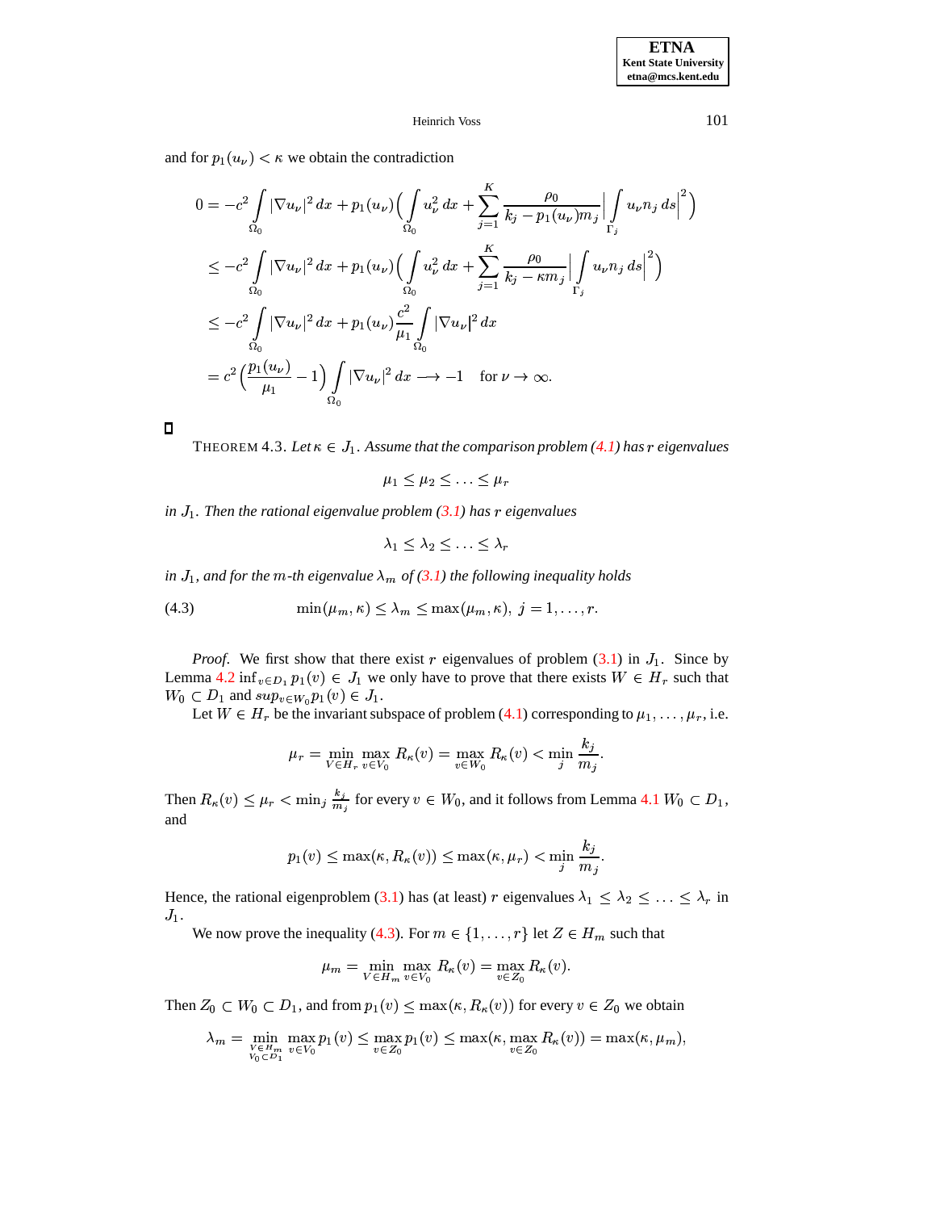and for $p_1(u_\nu) < \kappa$ we obtain the contradiction

$$
\begin{aligned}
0 &= -c^2 \int\limits_{\Omega_0} |\nabla u_\nu|^2\,dx + p_1(u_\nu)\Big( \int\limits_{\Omega_0} u_\nu^2\,dx + \sum_{j=1}^{K} \frac{\rho_0}{k_j - p_1(u_\nu) m_j} \Big| \int\limits_{\Gamma_j} u_\nu n_j\,ds \Big|^2 \Big) \\
&\le -c^2 \int\limits_{\Omega_0} |\nabla u_\nu|^2\,dx + p_1(u_\nu)\Big( \int\limits_{\Omega_0} u_\nu^2\,dx + \sum_{j=1}^{K} \frac{\rho_0}{k_j - \kappa m_j} \Big| \int\limits_{\Gamma_j} u_\nu n_j\,ds \Big|^2 \Big) \\
&\le -c^2 \int\limits_{\Omega_0} |\nabla u_\nu|^2\,dx + p_1(u_\nu) \frac{c^2}{\mu_1} \int\limits_{\Omega_0} |\nabla u_\nu|^2\,dx \\
&= c^2 \Big( \frac{p_1(u_\nu)}{\mu_1} - 1 \Big) \int\limits_{\Omega_0} |\nabla u_\nu|^2\,dx \longrightarrow -1 \quad \text{for } \nu \to \infty.
\end{aligned}
$$

□

THEOREM 4.3. *Let $\kappa \in J_1$. Assume that the comparison problem (4.1) has $r$ eigenvalues*

$$\mu_1 \le \mu_2 \le \ldots \le \mu_r$$

*in $J_1$. Then the rational eigenvalue problem (3.1) has $r$ eigenvalues*

$$\lambda_1 \le \lambda_2 \le \ldots \le \lambda_r$$

*in $J_1$, and for the $m$-th eigenvalue $\lambda_m$ of (3.1) the following inequality holds*

$$\min(\mu_m, \kappa) \le \lambda_m \le \max(\mu_m, \kappa),\ j = 1, \ldots, r. \tag{4.3}$$

*Proof.* We first show that there exist $r$ eigenvalues of problem (3.1) in $J_1$. Since by Lemma 4.2 $\inf_{v \in D_1} p_1(v) \in J_1$ we only have to prove that there exists $W \in H_r$ such that $W_0 \subset D_1$ and $sup_{v \in W_0} p_1(v) \in J_1$.

Let $W \in H_r$ be the invariant subspace of problem (4.1) corresponding to $\mu_1, \ldots, \mu_r$, i.e.

$$\mu_r = \min_{V \in H_r} \max_{v \in V_0} R_\kappa(v) = \max_{v \in W_0} R_\kappa(v) < \min_j \frac{k_j}{m_j}.$$

Then $R_\kappa(v) \le \mu_r < \min_j \frac{k_j}{m_j}$ for every $v \in W_0$, and it follows from Lemma 4.1 $W_0 \subset D_1$, and

$$p_1(v) \le \max(\kappa, R_\kappa(v)) \le \max(\kappa, \mu_r) < \min_j \frac{k_j}{m_j}.$$

Hence, the rational eigenproblem (3.1) has (at least) $r$ eigenvalues $\lambda_1 \le \lambda_2 \le \ldots \le \lambda_r$ in $J_1$.

We now prove the inequality (4.3). For $m \in \{1, \ldots, r\}$ let $Z \in H_m$ such that

$$\mu_m = \min_{V \in H_m} \max_{v \in V_0} R_\kappa(v) = \max_{v \in Z_0} R_\kappa(v).$$

Then $Z_0 \subset W_0 \subset D_1$, and from $p_1(v) \le \max(\kappa, R_\kappa(v))$ for every $v \in Z_0$ we obtain

$$\lambda_m = \min_{\substack{V \in H_m \\ V_0 \subset D_1}} \max_{v \in V_0} p_1(v) \le \max_{v \in Z_0} p_1(v) \le \max(\kappa, \max_{v \in Z_0} R_\kappa(v)) = \max(\kappa, \mu_m),$$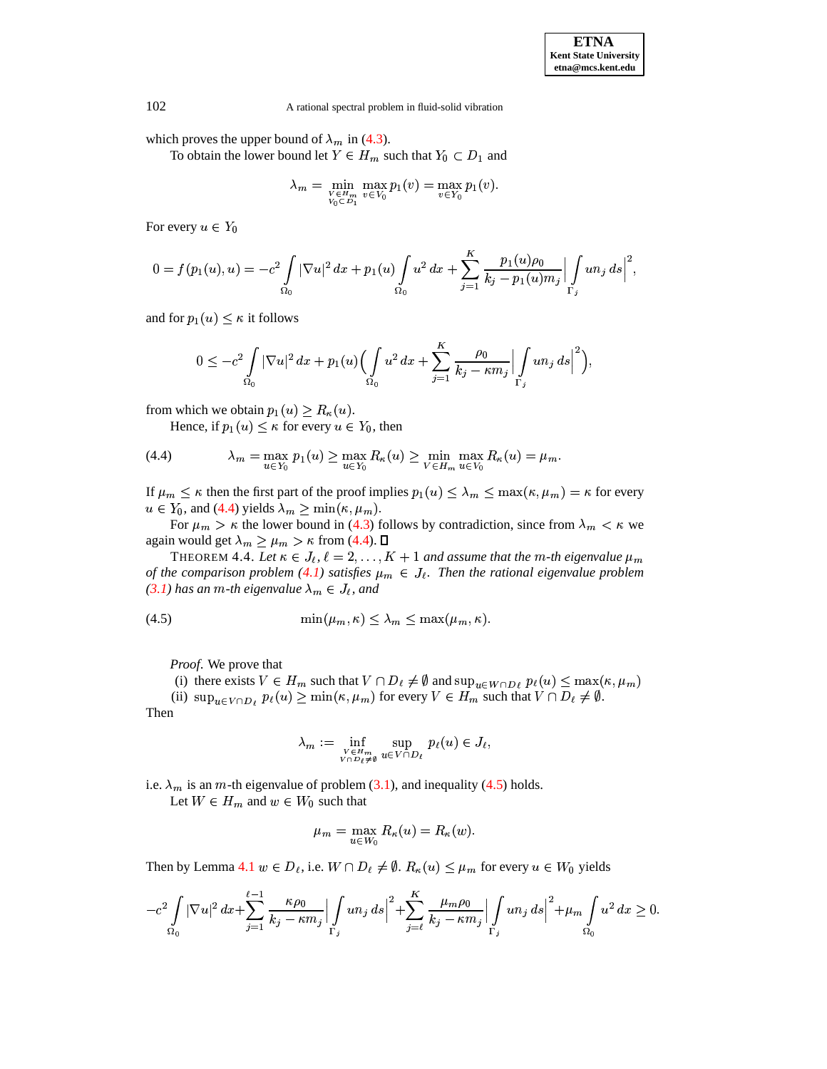which proves the upper bound of $\lambda_m$ in (4.3).

To obtain the lower bound let $Y \in H_m$ such that $Y_0 \subset D_1$ and

$$\lambda_m = \min_{\substack{V \in H_m \\ V_0 \subset D_1}} \max_{v \in V_0} p_1(v) = \max_{v \in Y_0} p_1(v).$$

For every $u \in Y_0$

$$0 = f(p_1(u), u) = -c^2 \int_{\Omega_0} |\nabla u|^2 \, dx + p_1(u) \int_{\Omega_0} u^2 \, dx + \sum_{j=1}^{K} \frac{p_1(u)\rho_0}{k_j - p_1(u) m_j} \Big| \int_{\Gamma_j} u n_j \, ds \Big|^2,$$

and for $p_1(u) \leq \kappa$ it follows

$$0 \leq -c^2 \int_{\Omega_0} |\nabla u|^2 \, dx + p_1(u) \Big( \int_{\Omega_0} u^2 \, dx + \sum_{j=1}^{K} \frac{\rho_0}{k_j - \kappa m_j} \Big| \int_{\Gamma_j} u n_j \, ds \Big|^2 \Big),$$

from which we obtain $p_1(u) \geq R_\kappa(u)$.

Hence, if $p_1(u) \leq \kappa$ for every $u \in Y_0$, then

$$\lambda_m = \max_{u \in Y_0} p_1(u) \geq \max_{u \in Y_0} R_\kappa(u) \geq \min_{V \in H_m} \max_{u \in V_0} R_\kappa(u) = \mu_m. \tag{4.4}$$

If $\mu_m \leq \kappa$ then the first part of the proof implies $p_1(u) \leq \lambda_m \leq \max(\kappa, \mu_m) = \kappa$ for every $u \in Y_0$, and (4.4) yields $\lambda_m \geq \min(\kappa, \mu_m)$.

For $\mu_m > \kappa$ the lower bound in (4.3) follows by contradiction, since from $\lambda_m < \kappa$ we again would get $\lambda_m \geq \mu_m > \kappa$ from (4.4). ☐

THEOREM 4.4. *Let $\kappa \in J_\ell$, $\ell = 2, \dots, K+1$ and assume that the $m$-th eigenvalue $\mu_m$ of the comparison problem (4.1) satisfies $\mu_m \in J_\ell$. Then the rational eigenvalue problem (3.1) has an $m$-th eigenvalue $\lambda_m \in J_\ell$, and*

$$\min(\mu_m, \kappa) \leq \lambda_m \leq \max(\mu_m, \kappa). \tag{4.5}$$

*Proof.* We prove that

(i) there exists $V \in H_m$ such that $V \cap D_\ell \neq \emptyset$ and $\sup_{u \in W \cap D_\ell} p_\ell(u) \leq \max(\kappa, \mu_m)$

(ii) $\sup_{u \in V \cap D_\ell} p_\ell(u) \geq \min(\kappa, \mu_m)$ for every $V \in H_m$ such that $V \cap D_\ell \neq \emptyset$.

Then

$$\lambda_m := \inf_{\substack{V \in H_m \\ V \cap D_\ell \neq \emptyset}} \sup_{u \in V \cap D_\ell} p_\ell(u) \in J_\ell,$$

i.e. $\lambda_m$ is an $m$-th eigenvalue of problem (3.1), and inequality (4.5) holds.

Let $W \in H_m$ and $w \in W_0$ such that

$$\mu_m = \max_{u \in W_0} R_\kappa(u) = R_\kappa(w).$$

Then by Lemma 4.1 $w \in D_\ell$, i.e. $W \cap D_\ell \neq \emptyset$. $R_\kappa(u) \leq \mu_m$ for every $u \in W_0$ yields

$$-c^2 \int_{\Omega_0} |\nabla u|^2 \, dx + \sum_{j=1}^{\ell-1} \frac{\kappa \rho_0}{k_j - \kappa m_j} \Big| \int_{\Gamma_j} u n_j \, ds \Big|^2 + \sum_{j=\ell}^{K} \frac{\mu_m \rho_0}{k_j - \kappa m_j} \Big| \int_{\Gamma_j} u n_j \, ds \Big|^2 + \mu_m \int_{\Omega_0} u^2 \, dx \geq 0.$$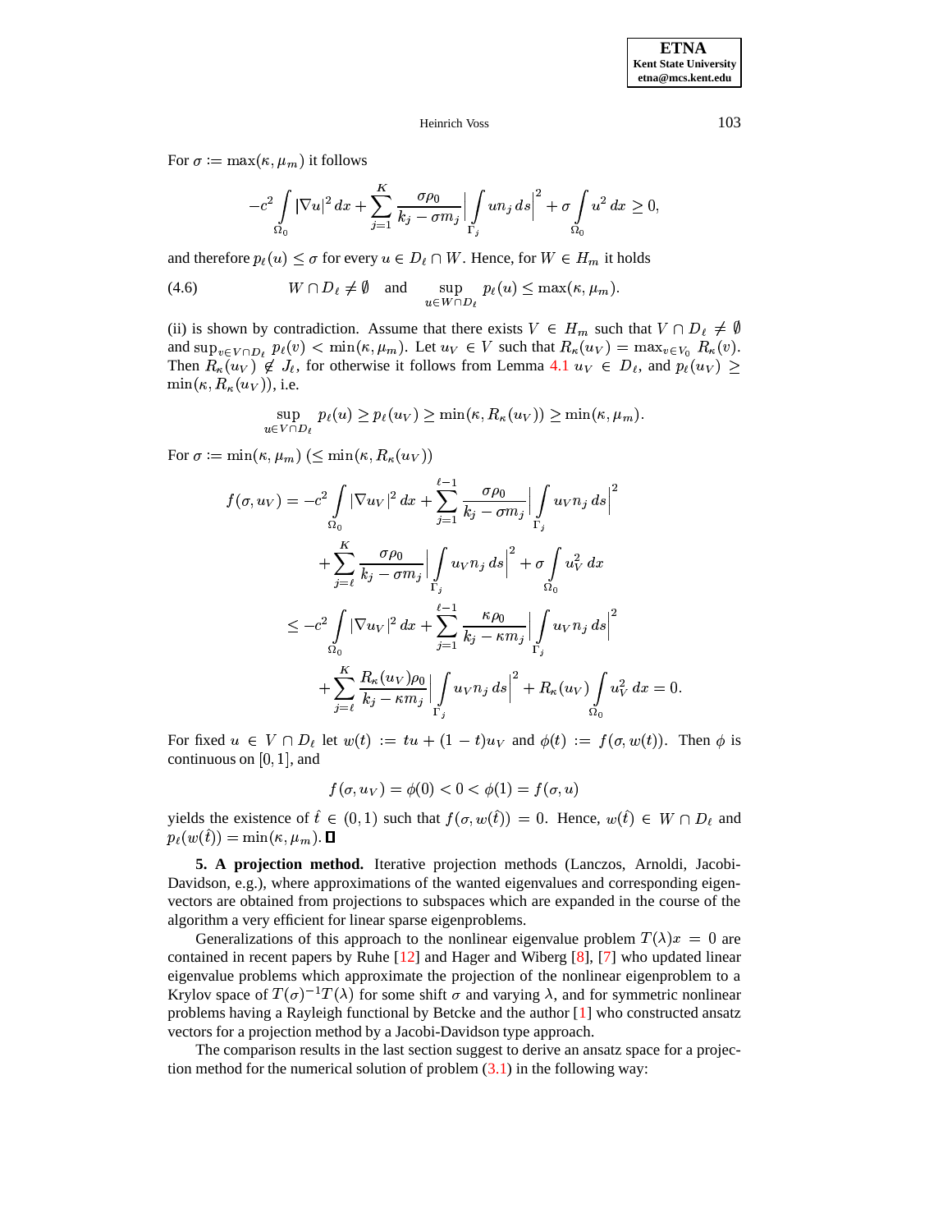For $\sigma := \max(\kappa, \mu_m)$ it follows

$$-c^2 \int_{\Omega_0} |\nabla u|^2 \, dx + \sum_{j=1}^{K} \frac{\sigma \rho_0}{k_j - \sigma m_j} \Big| \int_{\Gamma_j} u n_j \, ds \Big|^2 + \sigma \int_{\Omega_0} u^2 \, dx \geq 0,$$

and therefore $p_\ell(u) \leq \sigma$ for every $u \in D_\ell \cap W$. Hence, for $W \in H_m$ it holds

$$W \cap D_\ell \neq \emptyset \quad \text{and} \quad \sup_{u \in W \cap D_\ell} p_\ell(u) \leq \max(\kappa, \mu_m). \tag{4.6}$$

(ii) is shown by contradiction. Assume that there exists $V \in H_m$ such that $V \cap D_\ell \neq \emptyset$ and $\sup_{v \in V \cap D_\ell} p_\ell(v) < \min(\kappa, \mu_m)$. Let $u_V \in V$ such that $R_\kappa(u_V) = \max_{v \in V_0} R_\kappa(v)$. Then $R_\kappa(u_V) \notin J_\ell$, for otherwise it follows from Lemma 4.1 $u_V \in D_\ell$, and $p_\ell(u_V) \geq \min(\kappa, R_\kappa(u_V))$, i.e.

$$\sup_{u \in V \cap D_\ell} p_\ell(u) \geq p_\ell(u_V) \geq \min(\kappa, R_\kappa(u_V)) \geq \min(\kappa, \mu_m).$$

For $\sigma := \min(\kappa, \mu_m)$ $(\leq \min(\kappa, R_\kappa(u_V))$

$$\begin{aligned}
f(\sigma, u_V) &= -c^2 \int_{\Omega_0} |\nabla u_V|^2 \, dx + \sum_{j=1}^{\ell-1} \frac{\sigma \rho_0}{k_j - \sigma m_j} \Big| \int_{\Gamma_j} u_V n_j \, ds \Big|^2 \\
&\quad + \sum_{j=\ell}^{K} \frac{\sigma \rho_0}{k_j - \sigma m_j} \Big| \int_{\Gamma_j} u_V n_j \, ds \Big|^2 + \sigma \int_{\Omega_0} u_V^2 \, dx \\
&\leq -c^2 \int_{\Omega_0} |\nabla u_V|^2 \, dx + \sum_{j=1}^{\ell-1} \frac{\kappa \rho_0}{k_j - \kappa m_j} \Big| \int_{\Gamma_j} u_V n_j \, ds \Big|^2 \\
&\quad + \sum_{j=\ell}^{K} \frac{R_\kappa(u_V) \rho_0}{k_j - \kappa m_j} \Big| \int_{\Gamma_j} u_V n_j \, ds \Big|^2 + R_\kappa(u_V) \int_{\Omega_0} u_V^2 \, dx = 0.
\end{aligned}$$

For fixed $u \in V \cap D_\ell$ let $w(t) := tu + (1-t)u_V$ and $\phi(t) := f(\sigma, w(t))$. Then $\phi$ is continuous on $[0,1]$, and

$$f(\sigma, u_V) = \phi(0) < 0 < \phi(1) = f(\sigma, u)$$

yields the existence of $\hat{t} \in (0,1)$ such that $f(\sigma, w(\hat{t})) = 0$. Hence, $w(\hat{t}) \in W \cap D_\ell$ and $p_\ell(w(\hat{t})) = \min(\kappa, \mu_m)$. ∎

**5. A projection method.** Iterative projection methods (Lanczos, Arnoldi, Jacobi-Davidson, e.g.), where approximations of the wanted eigenvalues and corresponding eigenvectors are obtained from projections to subspaces which are expanded in the course of the algorithm a very efficient for linear sparse eigenproblems.

Generalizations of this approach to the nonlinear eigenvalue problem $T(\lambda)x = 0$ are contained in recent papers by Ruhe [12] and Hager and Wiberg [8], [7] who updated linear eigenvalue problems which approximate the projection of the nonlinear eigenproblem to a Krylov space of $T(\sigma)^{-1}T(\lambda)$ for some shift $\sigma$ and varying $\lambda$, and for symmetric nonlinear problems having a Rayleigh functional by Betcke and the author [1] who constructed ansatz vectors for a projection method by a Jacobi-Davidson type approach.

The comparison results in the last section suggest to derive an ansatz space for a projection method for the numerical solution of problem (3.1) in the following way: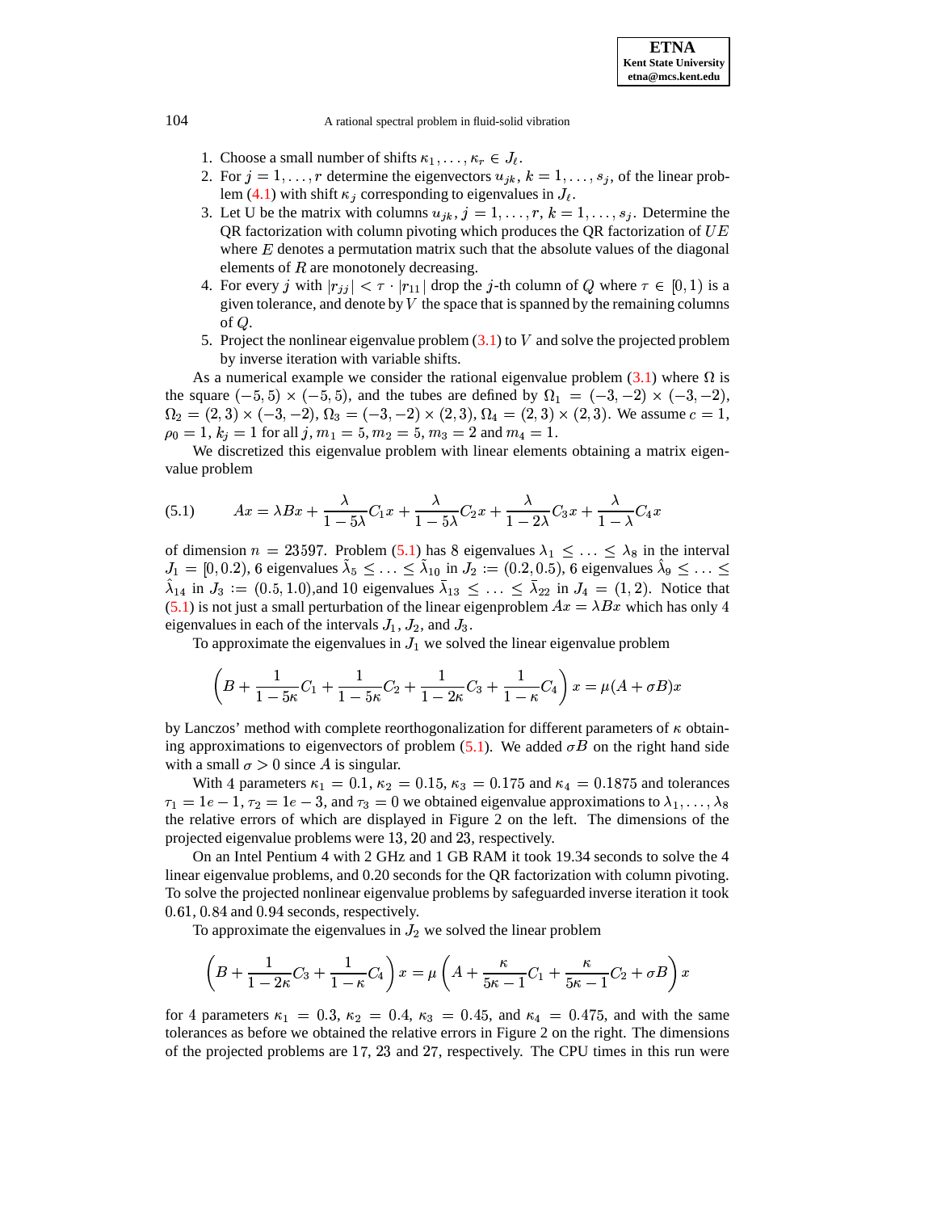1. Choose a small number of shifts $\kappa_1, \dots, \kappa_r \in J_\ell$.
2. For $j = 1, \dots, r$ determine the eigenvectors $u_{jk}$, $k = 1, \dots, s_j$, of the linear problem (4.1) with shift $\kappa_j$ corresponding to eigenvalues in $J_\ell$.
3. Let U be the matrix with columns $u_{jk}$, $j = 1, \dots, r$, $k = 1, \dots, s_j$. Determine the QR factorization with column pivoting which produces the QR factorization of $UE$ where $E$ denotes a permutation matrix such that the absolute values of the diagonal elements of $R$ are monotonely decreasing.
4. For every $j$ with $|r_{jj}| < \tau \cdot |r_{11}|$ drop the $j$-th column of $Q$ where $\tau \in [0, 1)$ is a given tolerance, and denote by $V$ the space that is spanned by the remaining columns of $Q$.
5. Project the nonlinear eigenvalue problem (3.1) to $V$ and solve the projected problem by inverse iteration with variable shifts.

As a numerical example we consider the rational eigenvalue problem (3.1) where $\Omega$ is the square $(-5, 5) \times (-5, 5)$, and the tubes are defined by $\Omega_1 = (-3, -2) \times (-3, -2)$, $\Omega_2 = (2, 3) \times (-3, -2)$, $\Omega_3 = (-3, -2) \times (2, 3)$, $\Omega_4 = (2, 3) \times (2, 3)$. We assume $c = 1$, $\rho_0 = 1$, $k_j = 1$ for all $j$, $m_1 = 5$, $m_2 = 5$, $m_3 = 2$ and $m_4 = 1$.

We discretized this eigenvalue problem with linear elements obtaining a matrix eigenvalue problem

$$
(5.1) \qquad Ax = \lambda Bx + \frac{\lambda}{1 - 5\lambda} C_1 x + \frac{\lambda}{1 - 5\lambda} C_2 x + \frac{\lambda}{1 - 2\lambda} C_3 x + \frac{\lambda}{1 - \lambda} C_4 x
$$

of dimension $n = 23597$. Problem (5.1) has 8 eigenvalues $\lambda_1 \le \dots \le \lambda_8$ in the interval $J_1 = [0, 0.2)$, 6 eigenvalues $\tilde{\lambda}_5 \le \dots \le \tilde{\lambda}_{10}$ in $J_2 := (0.2, 0.5)$, 6 eigenvalues $\hat{\lambda}_9 \le \dots \le \hat{\lambda}_{14}$ in $J_3 := (0.5, 1.0)$,and 10 eigenvalues $\bar{\lambda}_{13} \le \dots \le \bar{\lambda}_{22}$ in $J_4 = (1, 2)$. Notice that (5.1) is not just a small perturbation of the linear eigenproblem $Ax = \lambda Bx$ which has only 4 eigenvalues in each of the intervals $J_1$, $J_2$, and $J_3$.

To approximate the eigenvalues in $J_1$ we solved the linear eigenvalue problem

$$
\left( B + \frac{1}{1 - 5\kappa} C_1 + \frac{1}{1 - 5\kappa} C_2 + \frac{1}{1 - 2\kappa} C_3 + \frac{1}{1 - \kappa} C_4 \right) x = \mu (A + \sigma B) x
$$

by Lanczos' method with complete reorthogonalization for different parameters of $\kappa$ obtaining approximations to eigenvectors of problem (5.1). We added $\sigma B$ on the right hand side with a small $\sigma > 0$ since $A$ is singular.

With 4 parameters $\kappa_1 = 0.1$, $\kappa_2 = 0.15$, $\kappa_3 = 0.175$ and $\kappa_4 = 0.1875$ and tolerances $\tau_1 = 1e-1$, $\tau_2 = 1e-3$, and $\tau_3 = 0$ we obtained eigenvalue approximations to $\lambda_1, \dots, \lambda_8$ the relative errors of which are displayed in Figure 2 on the left. The dimensions of the projected eigenvalue problems were 13, 20 and 23, respectively.

On an Intel Pentium 4 with 2 GHz and 1 GB RAM it took 19.34 seconds to solve the 4 linear eigenvalue problems, and 0.20 seconds for the QR factorization with column pivoting. To solve the projected nonlinear eigenvalue problems by safeguarded inverse iteration it took 0.61, 0.84 and 0.94 seconds, respectively.

To approximate the eigenvalues in $J_2$ we solved the linear problem

$$
\left( B + \frac{1}{1 - 2\kappa} C_3 + \frac{1}{1 - \kappa} C_4 \right) x = \mu \left( A + \frac{\kappa}{5\kappa - 1} C_1 + \frac{\kappa}{5\kappa - 1} C_2 + \sigma B \right) x
$$

for 4 parameters $\kappa_1 = 0.3$, $\kappa_2 = 0.4$, $\kappa_3 = 0.45$, and $\kappa_4 = 0.475$, and with the same tolerances as before we obtained the relative errors in Figure 2 on the right. The dimensions of the projected problems are 17, 23 and 27, respectively. The CPU times in this run were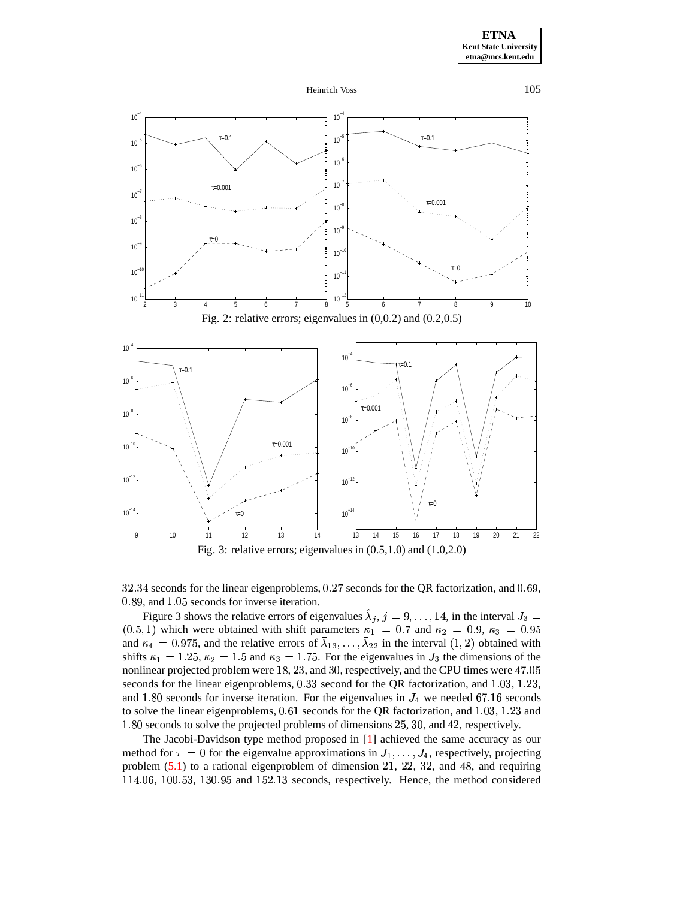Fig. 2: relative errors; eigenvalues in (0,0.2) and (0.2,0.5)

Fig. 3: relative errors; eigenvalues in (0.5,1.0) and (1.0,2.0)

$32.34$ seconds for the linear eigenproblems, $0.27$ seconds for the QR factorization, and $0.69$, $0.89$, and $1.05$ seconds for inverse iteration.

Figure 3 shows the relative errors of eigenvalues $\hat{\lambda}_j$, $j = 9, \dots, 14$, in the interval $J_3 = (0.5, 1)$ which were obtained with shift parameters $\kappa_1 = 0.7$ and $\kappa_2 = 0.9$, $\kappa_3 = 0.95$ and $\kappa_4 = 0.975$, and the relative errors of $\bar{\lambda}_{13}, \dots, \bar{\lambda}_{22}$ in the interval $(1, 2)$ obtained with shifts $\kappa_1 = 1.25$, $\kappa_2 = 1.5$ and $\kappa_3 = 1.75$. For the eigenvalues in $J_3$ the dimensions of the nonlinear projected problem were $18$, $23$, and $30$, respectively, and the CPU times were $47.05$ seconds for the linear eigenproblems, $0.33$ second for the QR factorization, and $1.03$, $1.23$, and $1.80$ seconds for inverse iteration. For the eigenvalues in $J_4$ we needed $67.16$ seconds to solve the linear eigenproblems, $0.61$ seconds for the QR factorization, and $1.03$, $1.23$ and $1.80$ seconds to solve the projected problems of dimensions $25$, $30$, and $42$, respectively.

The Jacobi-Davidson type method proposed in [1] achieved the same accuracy as our method for $\tau = 0$ for the eigenvalue approximations in $J_1, \dots, J_4$, respectively, projecting problem (5.1) to a rational eigenproblem of dimension $21$, $22$, $32$, and $48$, and requiring $114.06$, $100.53$, $130.95$ and $152.13$ seconds, respectively. Hence, the method considered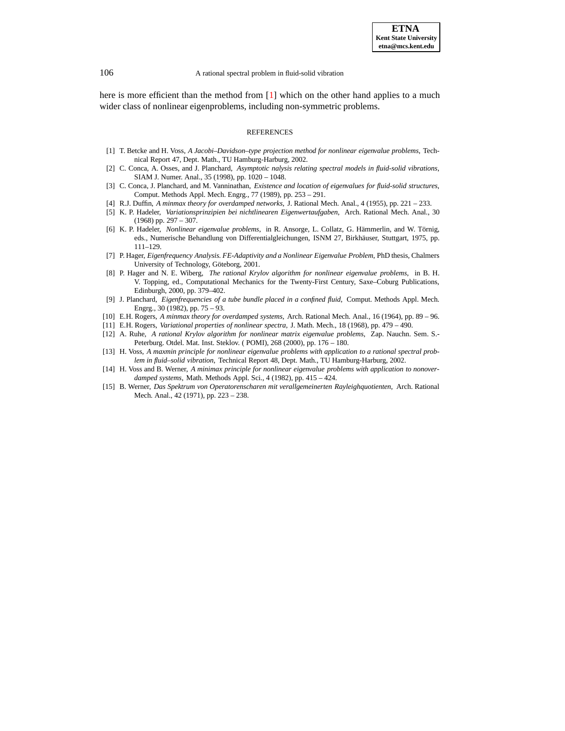here is more efficient than the method from [1] which on the other hand applies to a much wider class of nonlinear eigenproblems, including non-symmetric problems.

## REFERENCES

[1] T. Betcke and H. Voss, *A Jacobi–Davidson–type projection method for nonlinear eigenvalue problems*, Technical Report 47, Dept. Math., TU Hamburg-Harburg, 2002.

[2] C. Conca, A. Osses, and J. Planchard, *Asymptotic nalysis relating spectral models in fluid-solid vibrations*, SIAM J. Numer. Anal., 35 (1998), pp. 1020 – 1048.

[3] C. Conca, J. Planchard, and M. Vanninathan, *Existence and location of eigenvalues for fluid-solid structures*, Comput. Methods Appl. Mech. Engrg., 77 (1989), pp. 253 – 291.

[4] R.J. Duffin, *A minmax theory for overdamped networks*, J. Rational Mech. Anal., 4 (1955), pp. 221 – 233.

[5] K. P. Hadeler, *Variationsprinzipien bei nichtlinearen Eigenwertaufgaben*, Arch. Rational Mech. Anal., 30 (1968) pp. 297 – 307.

[6] K. P. Hadeler, *Nonlinear eigenvalue problems*, in R. Ansorge, L. Collatz, G. Hämmerlin, and W. Törnig, eds., Numerische Behandlung von Differentialgleichungen, ISNM 27, Birkhäuser, Stuttgart, 1975, pp. 111–129.

[7] P. Hager, *Eigenfrequency Analysis. FE-Adaptivity and a Nonlinear Eigenvalue Problem*, PhD thesis, Chalmers University of Technology, Göteborg, 2001.

[8] P. Hager and N. E. Wiberg, *The rational Krylov algorithm for nonlinear eigenvalue problems*, in B. H. V. Topping, ed., Computational Mechanics for the Twenty-First Century, Saxe–Coburg Publications, Edinburgh, 2000, pp. 379–402.

[9] J. Planchard, *Eigenfrequencies of a tube bundle placed in a confined fluid*, Comput. Methods Appl. Mech. Engrg., 30 (1982), pp. 75 – 93.

[10] E.H. Rogers, *A minmax theory for overdamped systems*, Arch. Rational Mech. Anal., 16 (1964), pp. 89 – 96.

[11] E.H. Rogers, *Variational properties of nonlinear spectra*, J. Math. Mech., 18 (1968), pp. 479 – 490.

[12] A. Ruhe, *A rational Krylov algorithm for nonlinear matrix eigenvalue problems*, Zap. Nauchn. Sem. S.-Peterburg. Otdel. Mat. Inst. Steklov. ( POMI), 268 (2000), pp. 176 – 180.

[13] H. Voss, *A maxmin principle for nonlinear eigenvalue problems with application to a rational spectral problem in fluid–solid vibration*, Technical Report 48, Dept. Math., TU Hamburg-Harburg, 2002.

[14] H. Voss and B. Werner, *A minimax principle for nonlinear eigenvalue problems with application to nonoverdamped systems*, Math. Methods Appl. Sci., 4 (1982), pp. 415 – 424.

[15] B. Werner, *Das Spektrum von Operatorenscharen mit verallgemeinerten Rayleighquotienten*, Arch. Rational Mech. Anal., 42 (1971), pp. 223 – 238.